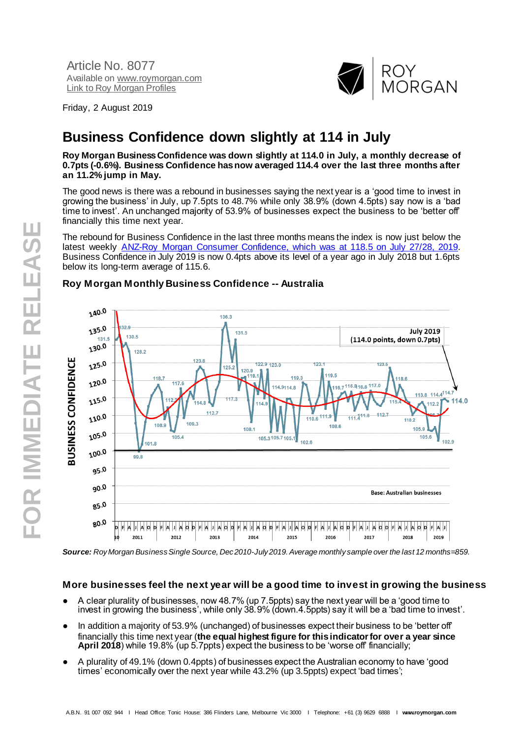Article No. 8077
Available on www.roymorgan.com
[Link to Roy Morgan Profiles]

ROY MORGAN

Friday, 2 August 2019

# Business Confidence down slightly at 114 in July

**Roy Morgan Business Confidence was down slightly at 114.0 in July, a monthly decrease of 0.7pts (-0.6%). Business Confidence has now averaged 114.4 over the last three months after an 11.2% jump in May.**

The good news is there was a rebound in businesses saying the next year is a 'good time to invest in growing the business' in July, up 7.5pts to 48.7% while only 38.9% (down 4.5pts) say now is a 'bad time to invest'. An unchanged majority of 53.9% of businesses expect the business to be 'better off' financially this time next year.

The rebound for Business Confidence in the last three months means the index is now just below the latest weekly [ANZ-Roy Morgan Consumer Confidence, which was at 118.5 on July 27/28, 2019]. Business Confidence in July 2019 is now 0.4pts above its level of a year ago in July 2018 but 1.6pts below its long-term average of 115.6.

### Roy Morgan Monthly Business Confidence -- Australia

BUSINESS CONFIDENCE

140.0
135.0
130.0
125.0
120.0
115.0
110.0
105.0
100.0
95.0
90.0
85.0
80.0

July 2019
(114.0 points, down 0.7pts)

114.0

Base: Australian businesses

2011 2012 2013 2014 2015 2016 2017 2018 2019

*Source: Roy Morgan Business Single Source, Dec 2010-July 2019. Average monthly sample over the last 12 months=859.*

### More businesses feel the next year will be a good time to invest in growing the business

- A clear plurality of businesses, now 48.7% (up 7.5ppts) say the next year will be a 'good time to invest in growing the business', while only 38.9% (down.4.5ppts) say it will be a 'bad time to invest'.
- In addition a majority of 53.9% (unchanged) of businesses expect their business to be 'better off' financially this time next year (**the equal highest figure for this indicator for over a year since April 2018**) while 19.8% (up 5.7ppts) expect the business to be 'worse off' financially;
- A plurality of 49.1% (down 0.4ppts) of businesses expect the Australian economy to have 'good times' economically over the next year while 43.2% (up 3.5ppts) expect 'bad times';

FOR IMMEDIATE RELEASE

A.B.N. 91 007 092 944 I Head Office: Tonic House: 386 Flinders Lane, Melbourne Vic 3000 I Telephone: +61 (3) 9629 6888 I www.roymorgan.com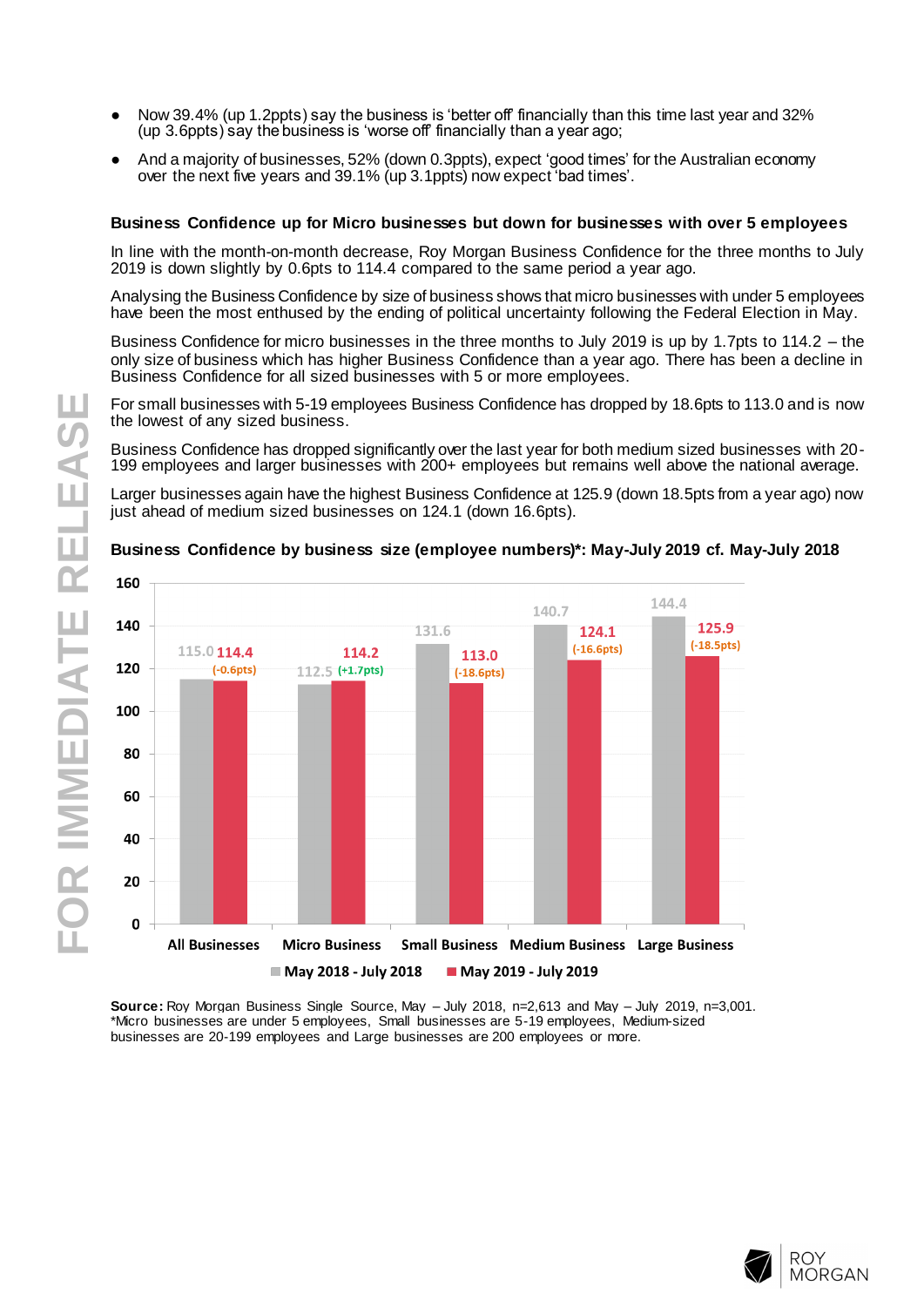- Now 39.4% (up 1.2ppts) say the business is 'better off' financially than this time last year and 32% (up 3.6ppts) say the business is 'worse off' financially than a year ago;
- And a majority of businesses, 52% (down 0.3ppts), expect 'good times' for the Australian economy over the next five years and 39.1% (up 3.1ppts) now expect 'bad times'.

**Business Confidence up for Micro businesses but down for businesses with over 5 employees**

In line with the month-on-month decrease, Roy Morgan Business Confidence for the three months to July 2019 is down slightly by 0.6pts to 114.4 compared to the same period a year ago.

Analysing the Business Confidence by size of business shows that micro businesses with under 5 employees have been the most enthused by the ending of political uncertainty following the Federal Election in May.

Business Confidence for micro businesses in the three months to July 2019 is up by 1.7pts to 114.2 – the only size of business which has higher Business Confidence than a year ago. There has been a decline in Business Confidence for all sized businesses with 5 or more employees.

For small businesses with 5-19 employees Business Confidence has dropped by 18.6pts to 113.0 and is now the lowest of any sized business.

Business Confidence has dropped significantly over the last year for both medium sized businesses with 20-199 employees and larger businesses with 200+ employees but remains well above the national average.

Larger businesses again have the highest Business Confidence at 125.9 (down 18.5pts from a year ago) now just ahead of medium sized businesses on 124.1 (down 16.6pts).

**Business Confidence by business size (employee numbers)*: May-July 2019 cf. May-July 2018**

All Businesses: 115.0, 114.4 (-0.6pts)
Micro Business: 112.5, 114.2 (+1.7pts)
Small Business: 131.6, 113.0 (-18.6pts)
Medium Business: 140.7, 124.1 (-16.6pts)
Large Business: 144.4, 125.9 (-18.5pts)

0, 20, 40, 60, 80, 100, 120, 140, 160

May 2018 - July 2018
May 2019 - July 2019

**Source:** Roy Morgan Business Single Source, May – July 2018, n=2,613 and May – July 2019, n=3,001.
*Micro businesses are under 5 employees, Small businesses are 5-19 employees, Medium-sized businesses are 20-199 employees and Large businesses are 200 employees or more.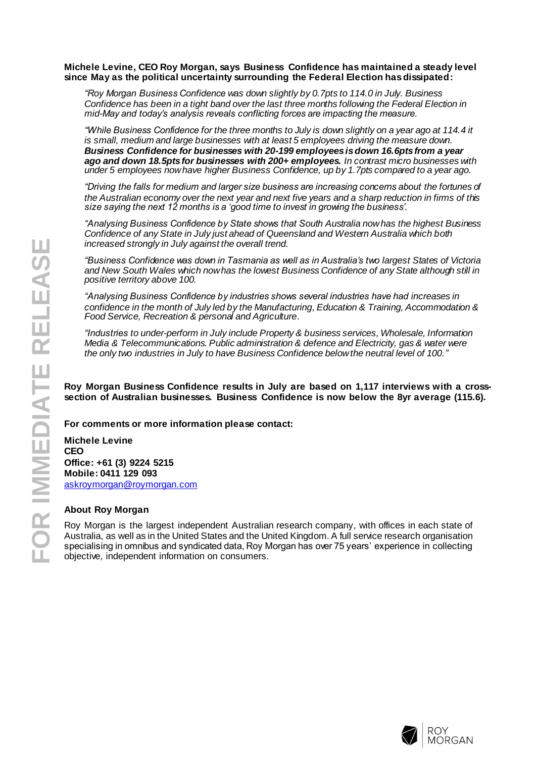**Michele Levine, CEO Roy Morgan, says Business Confidence has maintained a steady level since May as the political uncertainty surrounding the Federal Election has dissipated:**

*"Roy Morgan Business Confidence was down slightly by 0.7pts to 114.0 in July. Business Confidence has been in a tight band over the last three months following the Federal Election in mid-May and today's analysis reveals conflicting forces are impacting the measure.*

*"While Business Confidence for the three months to July is down slightly on a year ago at 114.4 it is small, medium and large businesses with at least 5 employees driving the measure down.* ***Business Confidence for businesses with 20-199 employees is down 16.6pts from a year ago and down 18.5pts for businesses with 200+ employees.*** *In contrast micro businesses with under 5 employees now have higher Business Confidence, up by 1.7pts compared to a year ago.*

*"Driving the falls for medium and larger size business are increasing concerns about the fortunes of the Australian economy over the next year and next five years and a sharp reduction in firms of this size saying the next 12 months is a 'good time to invest in growing the business'.*

*"Analysing Business Confidence by State shows that South Australia now has the highest Business Confidence of any State in July just ahead of Queensland and Western Australia which both increased strongly in July against the overall trend.*

*"Business Confidence was down in Tasmania as well as in Australia's two largest States of Victoria and New South Wales which now has the lowest Business Confidence of any State although still in positive territory above 100.*

*"Analysing Business Confidence by industries shows several industries have had increases in confidence in the month of July led by the Manufacturing, Education & Training, Accommodation & Food Service, Recreation & personal and Agriculture.*

*"Industries to under-perform in July include Property & business services, Wholesale, Information Media & Telecommunications. Public administration & defence and Electricity, gas & water were the only two industries in July to have Business Confidence below the neutral level of 100."*

**Roy Morgan Business Confidence results in July are based on 1,117 interviews with a cross-section of Australian businesses. Business Confidence is now below the 8yr average (115.6).**

**For comments or more information please contact:**

**Michele Levine**
**CEO**
**Office: +61 (3) 9224 5215**
**Mobile: 0411 129 093**
askroymorgan@roymorgan.com

**About Roy Morgan**

Roy Morgan is the largest independent Australian research company, with offices in each state of Australia, as well as in the United States and the United Kingdom. A full service research organisation specialising in omnibus and syndicated data, Roy Morgan has over 75 years' experience in collecting objective, independent information on consumers.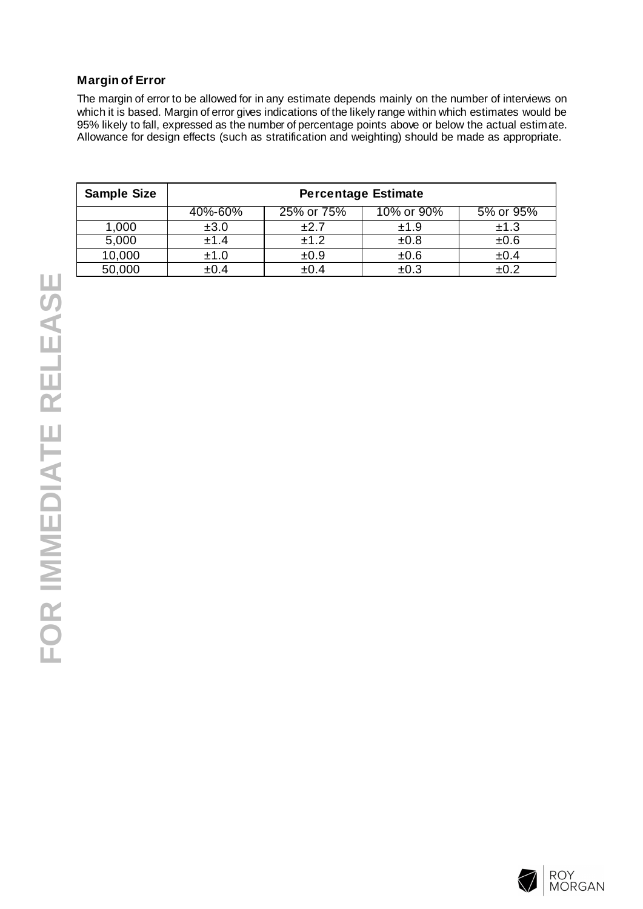## Margin of Error

The margin of error to be allowed for in any estimate depends mainly on the number of interviews on which it is based. Margin of error gives indications of the likely range within which estimates would be 95% likely to fall, expressed as the number of percentage points above or below the actual estimate. Allowance for design effects (such as stratification and weighting) should be made as appropriate.

| **Sample Size** | **Percentage Estimate** | | | |
|---|---|---|---|---|
| | 40%-60% | 25% or 75% | 10% or 90% | 5% or 95% |
| 1,000 | ±3.0 | ±2.7 | ±1.9 | ±1.3 |
| 5,000 | ±1.4 | ±1.2 | ±0.8 | ±0.6 |
| 10,000 | ±1.0 | ±0.9 | ±0.6 | ±0.4 |
| 50,000 | ±0.4 | ±0.4 | ±0.3 | ±0.2 |